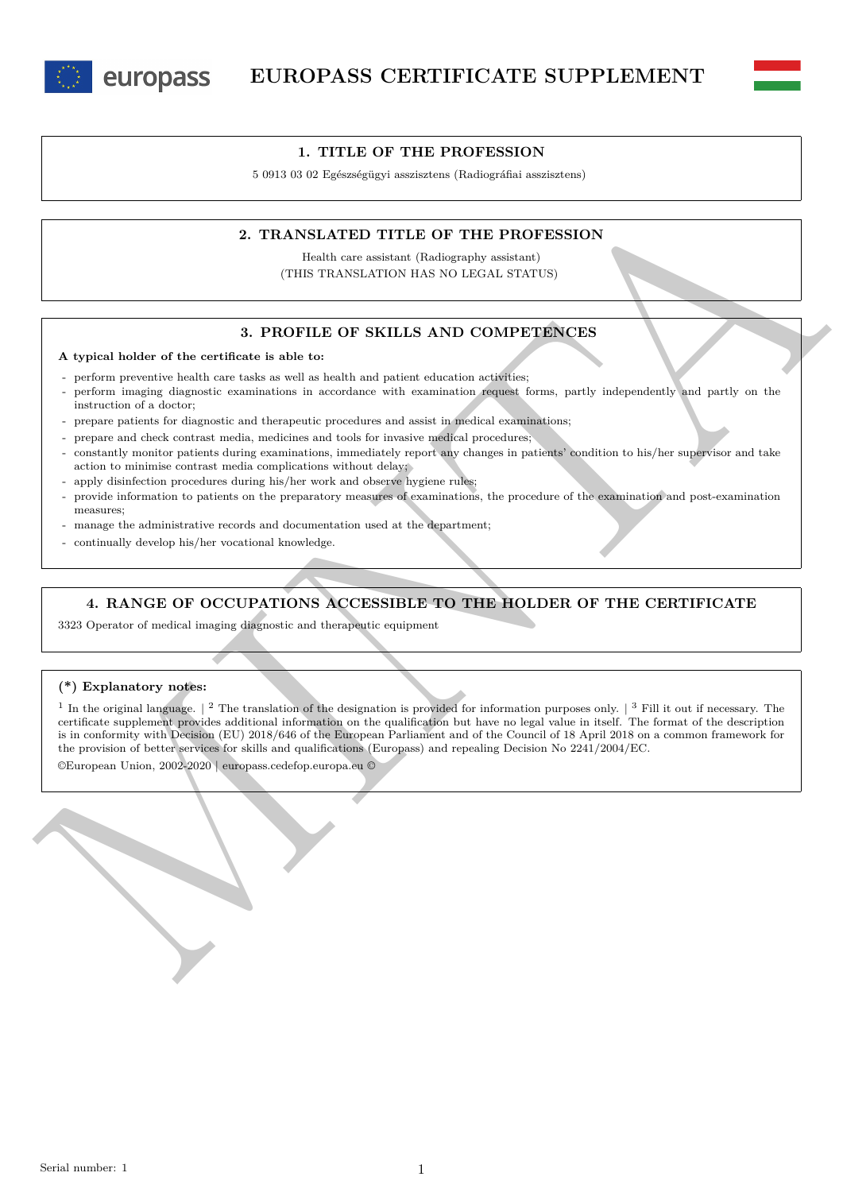# EUROPASS CERTIFICATE SUPPLEMENT

## 1. TITLE OF THE PROFESSION

5 0913 03 02 Egészségügyi asszisztens (Radiográfiai asszisztens)

## 2. TRANSLATED TITLE OF THE PROFESSION

Health care assistant (Radiography assistant)
(THIS TRANSLATION HAS NO LEGAL STATUS)

## 3. PROFILE OF SKILLS AND COMPETENCES

**A typical holder of the certificate is able to:**

- perform preventive health care tasks as well as health and patient education activities;
- perform imaging diagnostic examinations in accordance with examination request forms, partly independently and partly on the instruction of a doctor;
- prepare patients for diagnostic and therapeutic procedures and assist in medical examinations;
- prepare and check contrast media, medicines and tools for invasive medical procedures;
- constantly monitor patients during examinations, immediately report any changes in patients' condition to his/her supervisor and take action to minimise contrast media complications without delay;
- apply disinfection procedures during his/her work and observe hygiene rules;
- provide information to patients on the preparatory measures of examinations, the procedure of the examination and post-examination measures;
- manage the administrative records and documentation used at the department;
- continually develop his/her vocational knowledge.

## 4. RANGE OF OCCUPATIONS ACCESSIBLE TO THE HOLDER OF THE CERTIFICATE

3323 Operator of medical imaging diagnostic and therapeutic equipment

**(*) Explanatory notes:**

[1] In the original language. | [2] The translation of the designation is provided for information purposes only. | [3] Fill it out if necessary. The certificate supplement provides additional information on the qualification but have no legal value in itself. The format of the description is in conformity with Decision (EU) 2018/646 of the European Parliament and of the Council of 18 April 2018 on a common framework for the provision of better services for skills and qualifications (Europass) and repealing Decision No 2241/2004/EC.

©European Union, 2002-2020 | europass.cedefop.europa.eu ©

Serial number: 1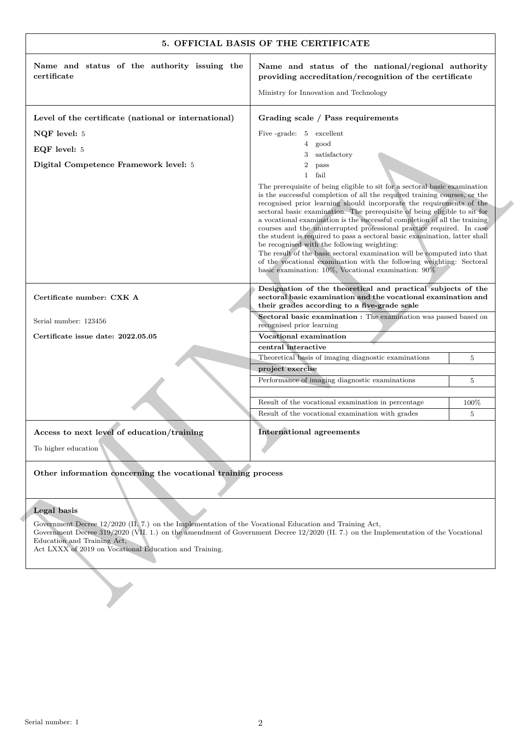## 5. OFFICIAL BASIS OF THE CERTIFICATE

**Name and status of the authority issuing the certificate**

**Name and status of the national/regional authority providing accreditation/recognition of the certificate**

Ministry for Innovation and Technology

**Level of the certificate (national or international)**

**NQF level:** 5

**EQF level:** 5

**Digital Competence Framework level:** 5

**Grading scale / Pass requirements**

Five -grade: 5 excellent
4 good
3 satisfactory
2 pass
1 fail

The prerequisite of being eligible to sit for a sectoral basic examination is the successful completion of all the required training courses, or the recognised prior learning should incorporate the requirements of the sectoral basic examination. The prerequisite of being eligible to sit for a vocational examination is the successful completion of all the training courses and the uninterrupted professional practice required. In case the student is required to pass a sectoral basic examination, latter shall be recognised with the following weighting:
The result of the basic sectoral examination will be computed into that of the vocational examination with the following weighting: Sectoral basic examination: 10%, Vocational examination: 90%

**Certificate number: CXK A**

Serial number: 123456

**Certificate issue date: 2022.05.05**

**Designation of the theoretical and practical subjects of the sectoral basic examination and the vocational examination and their grades according to a five-grade scale**

| | |
|---|---|
| **Sectoral basic examination :** The examination was passed based on recognised prior learning | |
| **Vocational examination** | |
| **central interactive** | |
| Theoretical basis of imaging diagnostic examinations | 5 |
| **project exercise** | |
| Performance of imaging diagnostic examinations | 5 |
| | |
| Result of the vocational examination in percentage | 100% |
| Result of the vocational examination with grades | 5 |

**Access to next level of education/training**

To higher education

**International agreements**

**Other information concerning the vocational training process**

**Legal basis**

Government Decree 12/2020 (II. 7.) on the Implementation of the Vocational Education and Training Act,
Government Decree 319/2020 (VII. 1.) on the amendment of Government Decree 12/2020 (II. 7.) on the Implementation of the Vocational Education and Training Act,
Act LXXX of 2019 on Vocational Education and Training.

Serial number: 1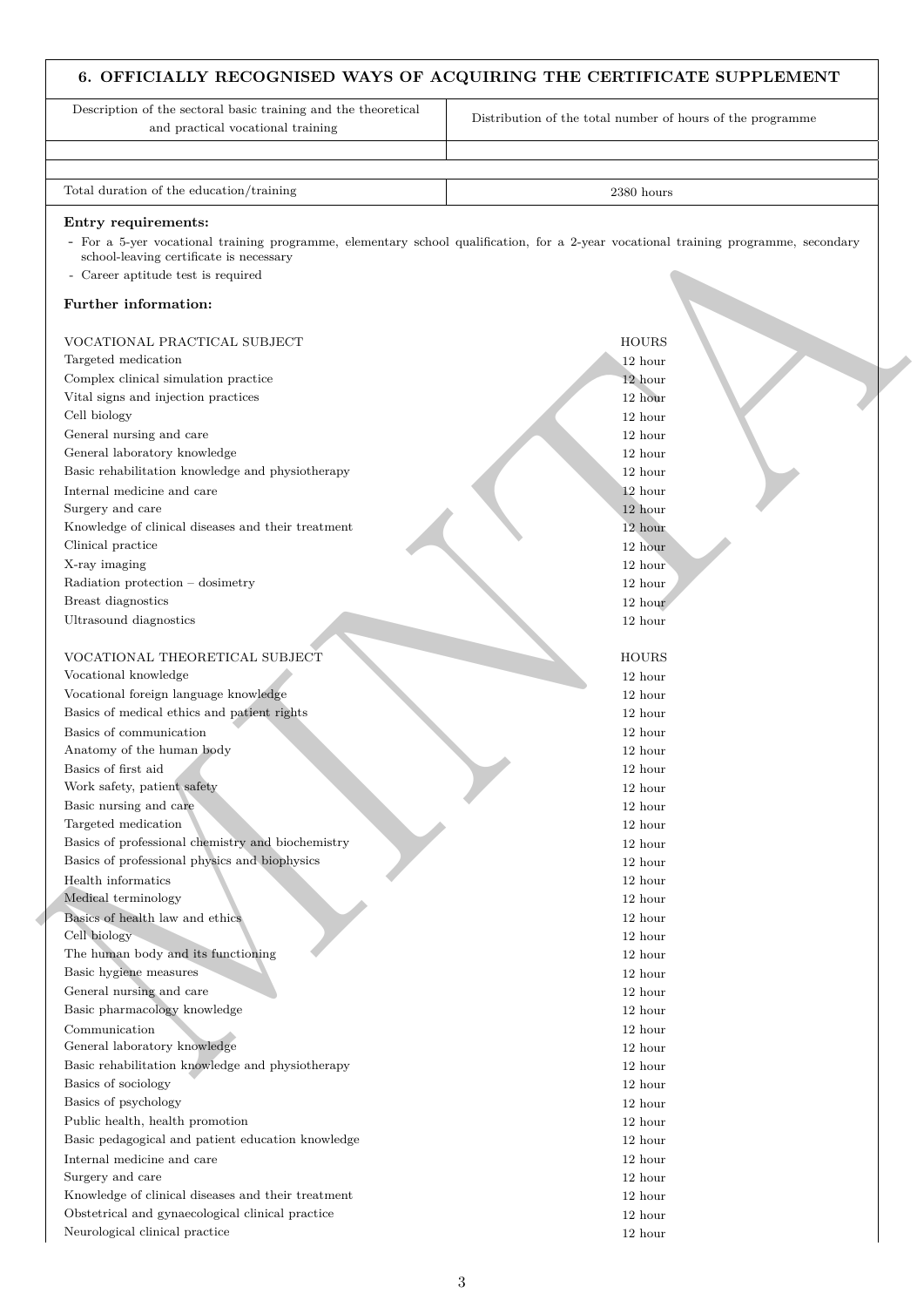## 6. OFFICIALLY RECOGNISED WAYS OF ACQUIRING THE CERTIFICATE SUPPLEMENT

| Description of the sectoral basic training and the theoretical and practical vocational training | Distribution of the total number of hours of the programme |
|---|---|
| | |
| Total duration of the education/training | 2380 hours |

**Entry requirements:**

- For a 5-yer vocational training programme, elementary school qualification, for a 2-year vocational training programme, secondary school-leaving certificate is necessary
- Career aptitude test is required

**Further information:**

| VOCATIONAL PRACTICAL SUBJECT | HOURS |
|---|---|
| Targeted medication | 12 hour |
| Complex clinical simulation practice | 12 hour |
| Vital signs and injection practices | 12 hour |
| Cell biology | 12 hour |
| General nursing and care | 12 hour |
| General laboratory knowledge | 12 hour |
| Basic rehabilitation knowledge and physiotherapy | 12 hour |
| Internal medicine and care | 12 hour |
| Surgery and care | 12 hour |
| Knowledge of clinical diseases and their treatment | 12 hour |
| Clinical practice | 12 hour |
| X-ray imaging | 12 hour |
| Radiation protection – dosimetry | 12 hour |
| Breast diagnostics | 12 hour |
| Ultrasound diagnostics | 12 hour |

| VOCATIONAL THEORETICAL SUBJECT | HOURS |
|---|---|
| Vocational knowledge | 12 hour |
| Vocational foreign language knowledge | 12 hour |
| Basics of medical ethics and patient rights | 12 hour |
| Basics of communication | 12 hour |
| Anatomy of the human body | 12 hour |
| Basics of first aid | 12 hour |
| Work safety, patient safety | 12 hour |
| Basic nursing and care | 12 hour |
| Targeted medication | 12 hour |
| Basics of professional chemistry and biochemistry | 12 hour |
| Basics of professional physics and biophysics | 12 hour |
| Health informatics | 12 hour |
| Medical terminology | 12 hour |
| Basics of health law and ethics | 12 hour |
| Cell biology | 12 hour |
| The human body and its functioning | 12 hour |
| Basic hygiene measures | 12 hour |
| General nursing and care | 12 hour |
| Basic pharmacology knowledge | 12 hour |
| Communication | 12 hour |
| General laboratory knowledge | 12 hour |
| Basic rehabilitation knowledge and physiotherapy | 12 hour |
| Basics of sociology | 12 hour |
| Basics of psychology | 12 hour |
| Public health, health promotion | 12 hour |
| Basic pedagogical and patient education knowledge | 12 hour |
| Internal medicine and care | 12 hour |
| Surgery and care | 12 hour |
| Knowledge of clinical diseases and their treatment | 12 hour |
| Obstetrical and gynaecological clinical practice | 12 hour |
| Neurological clinical practice | 12 hour |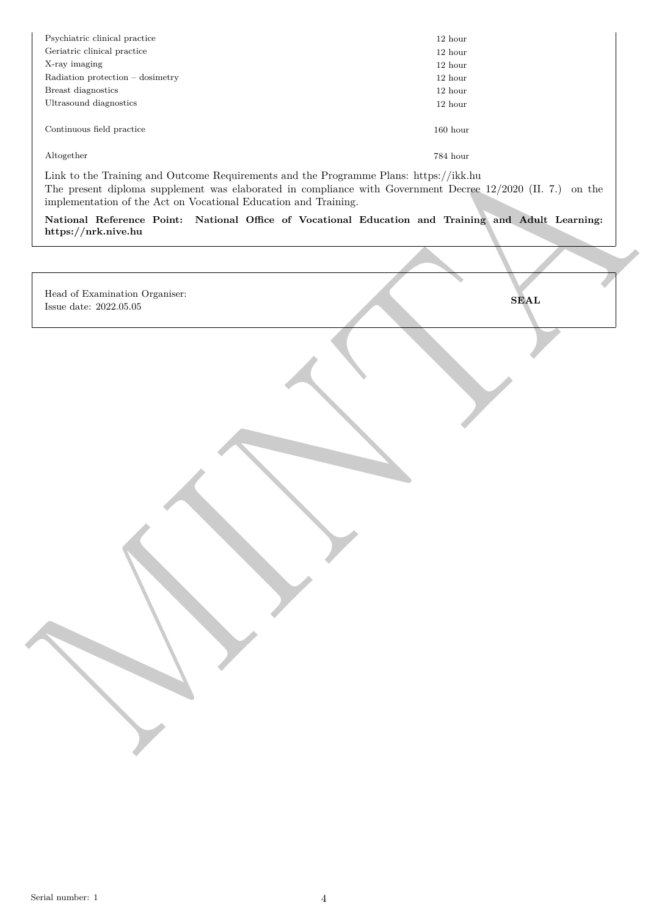| | |
|---|---|
| Psychiatric clinical practice | 12 hour |
| Geriatric clinical practice | 12 hour |
| X-ray imaging | 12 hour |
| Radiation protection – dosimetry | 12 hour |
| Breast diagnostics | 12 hour |
| Ultrasound diagnostics | 12 hour |
| Continuous field practice | 160 hour |
| Altogether | 784 hour |

Link to the Training and Outcome Requirements and the Programme Plans: https://ikk.hu
The present diploma supplement was elaborated in compliance with Government Decree 12/2020 (II. 7.) on the implementation of the Act on Vocational Education and Training.

**National Reference Point: National Office of Vocational Education and Training and Adult Learning: https://nrk.nive.hu**

Head of Examination Organiser:
Issue date: 2022.05.05

**SEAL**

MINTA

Serial number: 1